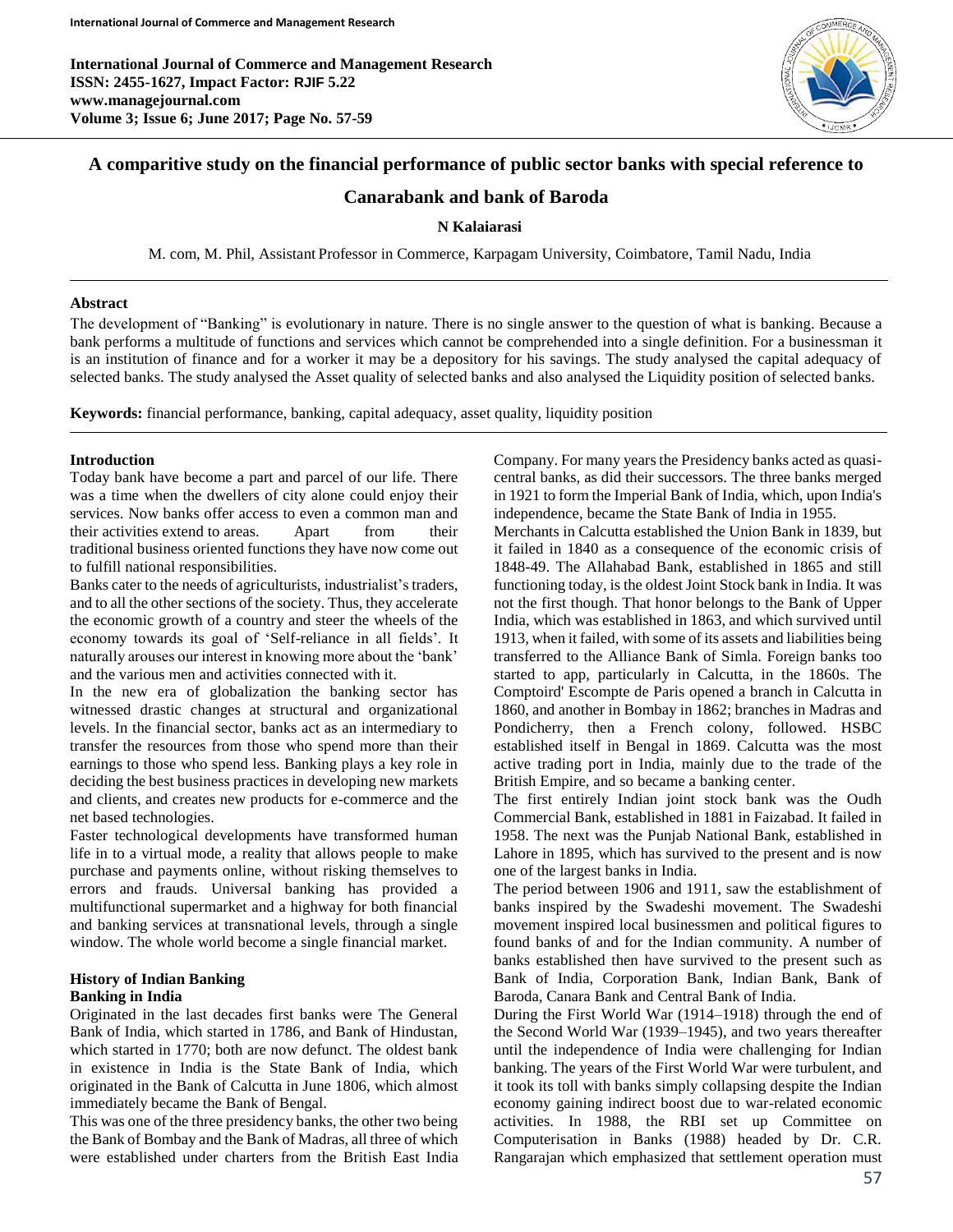# A comparitive study on the financial performance of public sector banks with special reference to Canarabank and bank of Baroda

**N Kalaiarasi**

M. com, M. Phil, Assistant Professor in Commerce, Karpagam University, Coimbatore, Tamil Nadu, India

## Abstract

The development of "Banking" is evolutionary in nature. There is no single answer to the question of what is banking. Because a bank performs a multitude of functions and services which cannot be comprehended into a single definition. For a businessman it is an institution of finance and for a worker it may be a depository for his savings. The study analysed the capital adequacy of selected banks. The study analysed the Asset quality of selected banks and also analysed the Liquidity position of selected banks.

**Keywords:** financial performance, banking, capital adequacy, asset quality, liquidity position

## Introduction

Today bank have become a part and parcel of our life. There was a time when the dwellers of city alone could enjoy their services. Now banks offer access to even a common man and their activities extend to areas. Apart from their traditional business oriented functions they have now come out to fulfill national responsibilities.

Banks cater to the needs of agriculturists, industrialist's traders, and to all the other sections of the society. Thus, they accelerate the economic growth of a country and steer the wheels of the economy towards its goal of 'Self-reliance in all fields'. It naturally arouses our interest in knowing more about the 'bank' and the various men and activities connected with it.

In the new era of globalization the banking sector has witnessed drastic changes at structural and organizational levels. In the financial sector, banks act as an intermediary to transfer the resources from those who spend more than their earnings to those who spend less. Banking plays a key role in deciding the best business practices in developing new markets and clients, and creates new products for e-commerce and the net based technologies.

Faster technological developments have transformed human life in to a virtual mode, a reality that allows people to make purchase and payments online, without risking themselves to errors and frauds. Universal banking has provided a multifunctional supermarket and a highway for both financial and banking services at transnational levels, through a single window. The whole world become a single financial market.

## History of Indian Banking

### Banking in India

Originated in the last decades first banks were The General Bank of India, which started in 1786, and Bank of Hindustan, which started in 1770; both are now defunct. The oldest bank in existence in India is the State Bank of India, which originated in the Bank of Calcutta in June 1806, which almost immediately became the Bank of Bengal.

This was one of the three presidency banks, the other two being the Bank of Bombay and the Bank of Madras, all three of which were established under charters from the British East India Company. For many years the Presidency banks acted as quasi-central banks, as did their successors. The three banks merged in 1921 to form the Imperial Bank of India, which, upon India's independence, became the State Bank of India in 1955.

Merchants in Calcutta established the Union Bank in 1839, but it failed in 1840 as a consequence of the economic crisis of 1848-49. The Allahabad Bank, established in 1865 and still functioning today, is the oldest Joint Stock bank in India. It was not the first though. That honor belongs to the Bank of Upper India, which was established in 1863, and which survived until 1913, when it failed, with some of its assets and liabilities being transferred to the Alliance Bank of Simla. Foreign banks too started to app, particularly in Calcutta, in the 1860s. The Comptoird' Escompte de Paris opened a branch in Calcutta in 1860, and another in Bombay in 1862; branches in Madras and Pondicherry, then a French colony, followed. HSBC established itself in Bengal in 1869. Calcutta was the most active trading port in India, mainly due to the trade of the British Empire, and so became a banking center.

The first entirely Indian joint stock bank was the Oudh Commercial Bank, established in 1881 in Faizabad. It failed in 1958. The next was the Punjab National Bank, established in Lahore in 1895, which has survived to the present and is now one of the largest banks in India.

The period between 1906 and 1911, saw the establishment of banks inspired by the Swadeshi movement. The Swadeshi movement inspired local businessmen and political figures to found banks of and for the Indian community. A number of banks established then have survived to the present such as Bank of India, Corporation Bank, Indian Bank, Bank of Baroda, Canara Bank and Central Bank of India.

During the First World War (1914–1918) through the end of the Second World War (1939–1945), and two years thereafter until the independence of India were challenging for Indian banking. The years of the First World War were turbulent, and it took its toll with banks simply collapsing despite the Indian economy gaining indirect boost due to war-related economic activities. In 1988, the RBI set up Committee on Computerisation in Banks (1988) headed by Dr. C.R. Rangarajan which emphasized that settlement operation must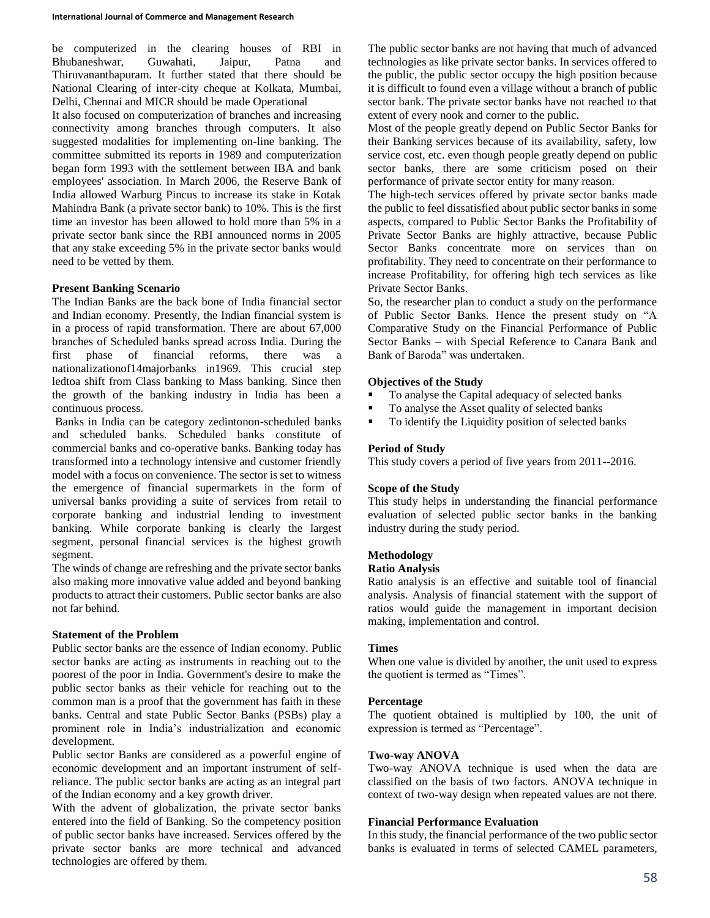be computerized in the clearing houses of RBI in Bhubaneshwar, Guwahati, Jaipur, Patna and Thiruvananthapuram. It further stated that there should be National Clearing of inter-city cheque at Kolkata, Mumbai, Delhi, Chennai and MICR should be made Operational

It also focused on computerization of branches and increasing connectivity among branches through computers. It also suggested modalities for implementing on-line banking. The committee submitted its reports in 1989 and computerization began form 1993 with the settlement between IBA and bank employees' association. In March 2006, the Reserve Bank of India allowed Warburg Pincus to increase its stake in Kotak Mahindra Bank (a private sector bank) to 10%. This is the first time an investor has been allowed to hold more than 5% in a private sector bank since the RBI announced norms in 2005 that any stake exceeding 5% in the private sector banks would need to be vetted by them.

### Present Banking Scenario

The Indian Banks are the back bone of India financial sector and Indian economy. Presently, the Indian financial system is in a process of rapid transformation. There are about 67,000 branches of Scheduled banks spread across India. During the first phase of financial reforms, there was a nationalizationof14majorbanks in1969. This crucial step ledtoa shift from Class banking to Mass banking. Since then the growth of the banking industry in India has been a continuous process.

Banks in India can be category zedintonon-scheduled banks and scheduled banks. Scheduled banks constitute of commercial banks and co-operative banks. Banking today has transformed into a technology intensive and customer friendly model with a focus on convenience. The sector is set to witness the emergence of financial supermarkets in the form of universal banks providing a suite of services from retail to corporate banking and industrial lending to investment banking. While corporate banking is clearly the largest segment, personal financial services is the highest growth segment.

The winds of change are refreshing and the private sector banks also making more innovative value added and beyond banking products to attract their customers. Public sector banks are also not far behind.

### Statement of the Problem

Public sector banks are the essence of Indian economy. Public sector banks are acting as instruments in reaching out to the poorest of the poor in India. Government's desire to make the public sector banks as their vehicle for reaching out to the common man is a proof that the government has faith in these banks. Central and state Public Sector Banks (PSBs) play a prominent role in India's industrialization and economic development.

Public sector Banks are considered as a powerful engine of economic development and an important instrument of self-reliance. The public sector banks are acting as an integral part of the Indian economy and a key growth driver.

With the advent of globalization, the private sector banks entered into the field of Banking. So the competency position of public sector banks have increased. Services offered by the private sector banks are more technical and advanced technologies are offered by them.

The public sector banks are not having that much of advanced technologies as like private sector banks. In services offered to the public, the public sector occupy the high position because it is difficult to found even a village without a branch of public sector bank. The private sector banks have not reached to that extent of every nook and corner to the public.

Most of the people greatly depend on Public Sector Banks for their Banking services because of its availability, safety, low service cost, etc. even though people greatly depend on public sector banks, there are some criticism posed on their performance of private sector entity for many reason.

The high-tech services offered by private sector banks made the public to feel dissatisfied about public sector banks in some aspects, compared to Public Sector Banks the Profitability of Private Sector Banks are highly attractive, because Public Sector Banks concentrate more on services than on profitability. They need to concentrate on their performance to increase Profitability, for offering high tech services as like Private Sector Banks.

So, the researcher plan to conduct a study on the performance of Public Sector Banks. Hence the present study on "A Comparative Study on the Financial Performance of Public Sector Banks – with Special Reference to Canara Bank and Bank of Baroda" was undertaken.

### Objectives of the Study

- To analyse the Capital adequacy of selected banks
- To analyse the Asset quality of selected banks
- To identify the Liquidity position of selected banks

### Period of Study

This study covers a period of five years from 2011--2016.

### Scope of the Study

This study helps in understanding the financial performance evaluation of selected public sector banks in the banking industry during the study period.

### Methodology

#### Ratio Analysis

Ratio analysis is an effective and suitable tool of financial analysis. Analysis of financial statement with the support of ratios would guide the management in important decision making, implementation and control.

#### Times

When one value is divided by another, the unit used to express the quotient is termed as "Times".

#### Percentage

The quotient obtained is multiplied by 100, the unit of expression is termed as "Percentage".

#### Two-way ANOVA

Two-way ANOVA technique is used when the data are classified on the basis of two factors. ANOVA technique in context of two-way design when repeated values are not there.

### Financial Performance Evaluation

In this study, the financial performance of the two public sector banks is evaluated in terms of selected CAMEL parameters,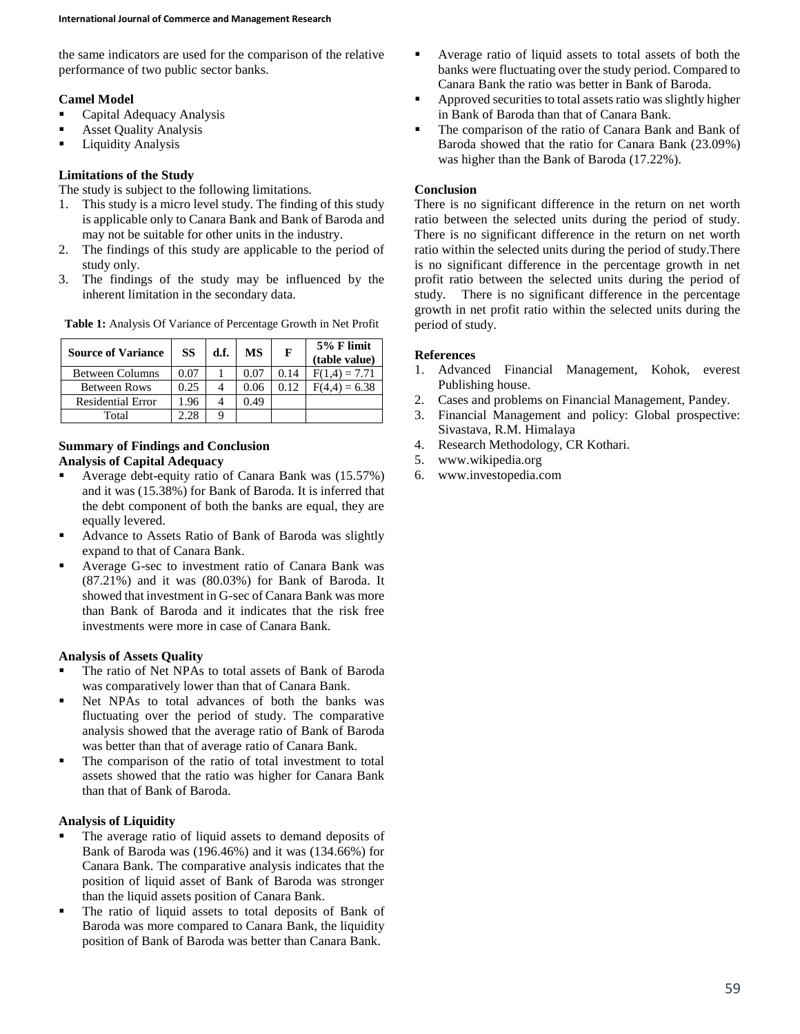the same indicators are used for the comparison of the relative performance of two public sector banks.

**Camel Model**

- Capital Adequacy Analysis
- Asset Quality Analysis
- Liquidity Analysis

**Limitations of the Study**

The study is subject to the following limitations.

1. This study is a micro level study. The finding of this study is applicable only to Canara Bank and Bank of Baroda and may not be suitable for other units in the industry.
2. The findings of this study are applicable to the period of study only.
3. The findings of the study may be influenced by the inherent limitation in the secondary data.

**Table 1:** Analysis Of Variance of Percentage Growth in Net Profit

| Source of Variance | SS | d.f. | MS | F | 5% F limit (table value) |
|---|---|---|---|---|---|
| Between Columns | 0.07 | 1 | 0.07 | 0.14 | F(1,4) = 7.71 |
| Between Rows | 0.25 | 4 | 0.06 | 0.12 | F(4,4) = 6.38 |
| Residential Error | 1.96 | 4 | 0.49 | | |
| Total | 2.28 | 9 | | | |

**Summary of Findings and Conclusion**

**Analysis of Capital Adequacy**

- Average debt-equity ratio of Canara Bank was (15.57%) and it was (15.38%) for Bank of Baroda. It is inferred that the debt component of both the banks are equal, they are equally levered.
- Advance to Assets Ratio of Bank of Baroda was slightly expand to that of Canara Bank.
- Average G-sec to investment ratio of Canara Bank was (87.21%) and it was (80.03%) for Bank of Baroda. It showed that investment in G-sec of Canara Bank was more than Bank of Baroda and it indicates that the risk free investments were more in case of Canara Bank.

**Analysis of Assets Quality**

- The ratio of Net NPAs to total assets of Bank of Baroda was comparatively lower than that of Canara Bank.
- Net NPAs to total advances of both the banks was fluctuating over the period of study. The comparative analysis showed that the average ratio of Bank of Baroda was better than that of average ratio of Canara Bank.
- The comparison of the ratio of total investment to total assets showed that the ratio was higher for Canara Bank than that of Bank of Baroda.

**Analysis of Liquidity**

- The average ratio of liquid assets to demand deposits of Bank of Baroda was (196.46%) and it was (134.66%) for Canara Bank. The comparative analysis indicates that the position of liquid asset of Bank of Baroda was stronger than the liquid assets position of Canara Bank.
- The ratio of liquid assets to total deposits of Bank of Baroda was more compared to Canara Bank, the liquidity position of Bank of Baroda was better than Canara Bank.
- Average ratio of liquid assets to total assets of both the banks were fluctuating over the study period. Compared to Canara Bank the ratio was better in Bank of Baroda.
- Approved securities to total assets ratio was slightly higher in Bank of Baroda than that of Canara Bank.
- The comparison of the ratio of Canara Bank and Bank of Baroda showed that the ratio for Canara Bank (23.09%) was higher than the Bank of Baroda (17.22%).

**Conclusion**

There is no significant difference in the return on net worth ratio between the selected units during the period of study. There is no significant difference in the return on net worth ratio within the selected units during the period of study.There is no significant difference in the percentage growth in net profit ratio between the selected units during the period of study. There is no significant difference in the percentage growth in net profit ratio within the selected units during the period of study.

**References**

1. Advanced Financial Management, Kohok, everest Publishing house.
2. Cases and problems on Financial Management, Pandey.
3. Financial Management and policy: Global prospective: Sivastava, R.M. Himalaya
4. Research Methodology, CR Kothari.
5. www.wikipedia.org
6. www.investopedia.com